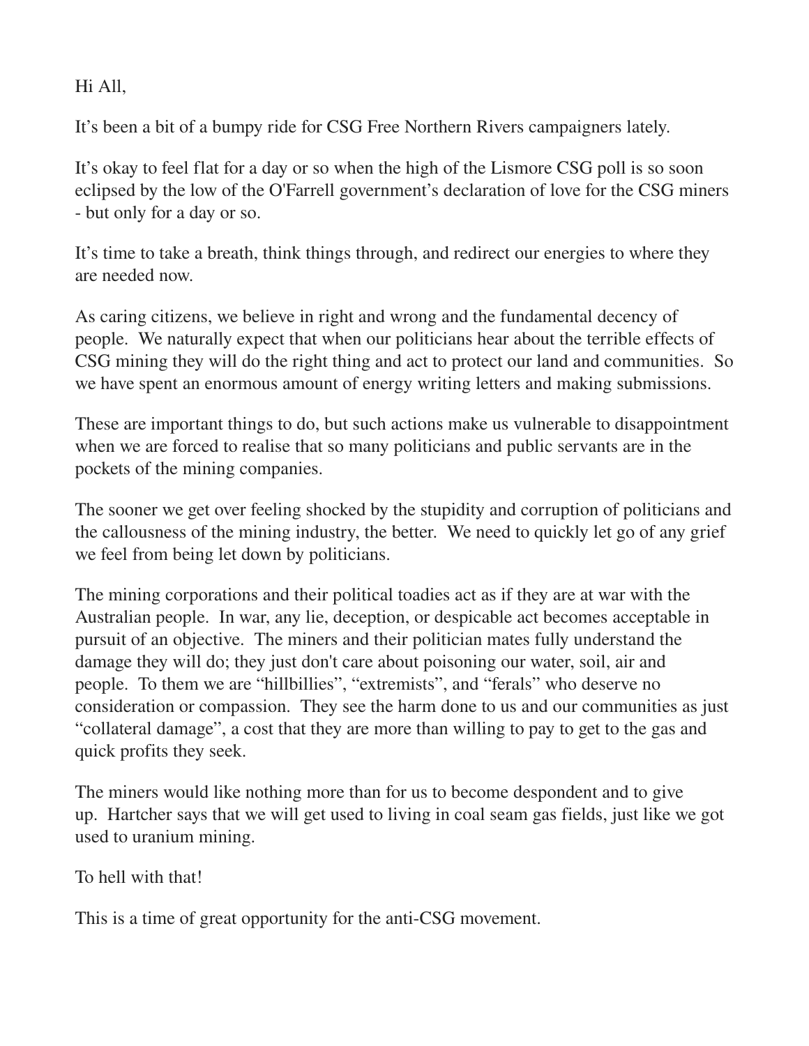Hi All,

It's been a bit of a bumpy ride for CSG Free Northern Rivers campaigners lately.

It's okay to feel flat for a day or so when the high of the Lismore CSG poll is so soon eclipsed by the low of the O'Farrell government's declaration of love for the CSG miners - but only for a day or so.

It's time to take a breath, think things through, and redirect our energies to where they are needed now.

As caring citizens, we believe in right and wrong and the fundamental decency of people. We naturally expect that when our politicians hear about the terrible effects of CSG mining they will do the right thing and act to protect our land and communities. So we have spent an enormous amount of energy writing letters and making submissions.

These are important things to do, but such actions make us vulnerable to disappointment when we are forced to realise that so many politicians and public servants are in the pockets of the mining companies.

The sooner we get over feeling shocked by the stupidity and corruption of politicians and the callousness of the mining industry, the better. We need to quickly let go of any grief we feel from being let down by politicians.

The mining corporations and their political toadies act as if they are at war with the Australian people. In war, any lie, deception, or despicable act becomes acceptable in pursuit of an objective. The miners and their politician mates fully understand the damage they will do; they just don't care about poisoning our water, soil, air and people. To them we are "hillbillies", "extremists", and "ferals" who deserve no consideration or compassion. They see the harm done to us and our communities as just "collateral damage", a cost that they are more than willing to pay to get to the gas and quick profits they seek.

The miners would like nothing more than for us to become despondent and to give up. Hartcher says that we will get used to living in coal seam gas fields, just like we got used to uranium mining.

To hell with that!

This is a time of great opportunity for the anti-CSG movement.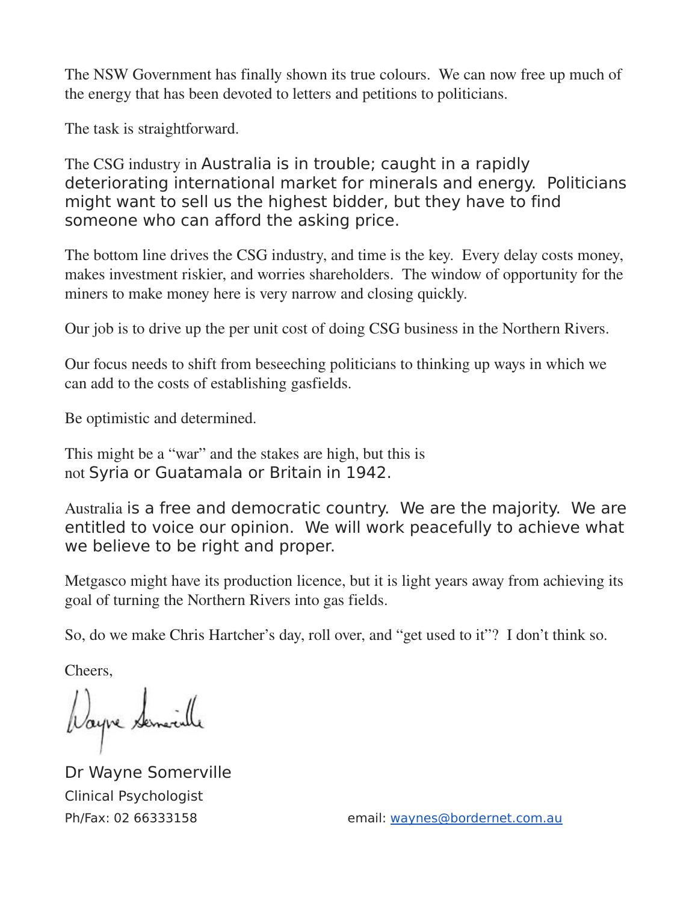The NSW Government has finally shown its true colours. We can now free up much of the energy that has been devoted to letters and petitions to politicians.

The task is straightforward.

The CSG industry in Australia is in trouble; caught in a rapidly deteriorating international market for minerals and energy. Politicians might want to sell us the highest bidder, but they have to find someone who can afford the asking price.

The bottom line drives the CSG industry, and time is the key. Every delay costs money, makes investment riskier, and worries shareholders. The window of opportunity for the miners to make money here is very narrow and closing quickly.

Our job is to drive up the per unit cost of doing CSG business in the Northern Rivers.

Our focus needs to shift from beseeching politicians to thinking up ways in which we can add to the costs of establishing gasfields.

Be optimistic and determined.

This might be a "war" and the stakes are high, but this is not Syria or Guatamala or Britain in 1942.

Australia is a free and democratic country. We are the majority. We are entitled to voice our opinion. We will work peacefully to achieve what we believe to be right and proper.

Metgasco might have its production licence, but it is light years away from achieving its goal of turning the Northern Rivers into gas fields.

So, do we make Chris Hartcher's day, roll over, and "get used to it"? I don't think so.

Cheers,

Wayne Somerville

Dr Wayne Somerville
Clinical Psychologist
Ph/Fax: 02 66333158 email: waynes@bordernet.com.au